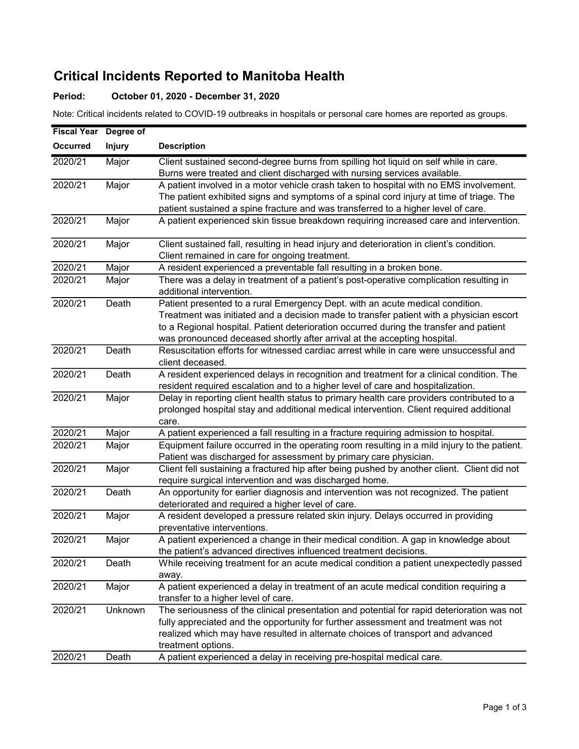# Critical Incidents Reported to Manitoba Health

**Period:** October 01, 2020 - December 31, 2020

Note: Critical incidents related to COVID-19 outbreaks in hospitals or personal care homes are reported as groups.

| Fiscal Year Occurred | Degree of Injury | Description |
|---|---|---|
| 2020/21 | Major | Client sustained second-degree burns from spilling hot liquid on self while in care. Burns were treated and client discharged with nursing services available. |
| 2020/21 | Major | A patient involved in a motor vehicle crash taken to hospital with no EMS involvement. The patient exhibited signs and symptoms of a spinal cord injury at time of triage. The patient sustained a spine fracture and was transferred to a higher level of care. |
| 2020/21 | Major | A patient experienced skin tissue breakdown requiring increased care and intervention. |
| 2020/21 | Major | Client sustained fall, resulting in head injury and deterioration in client's condition. Client remained in care for ongoing treatment. |
| 2020/21 | Major | A resident experienced a preventable fall resulting in a broken bone. |
| 2020/21 | Major | There was a delay in treatment of a patient's post-operative complication resulting in additional intervention. |
| 2020/21 | Death | Patient presented to a rural Emergency Dept. with an acute medical condition. Treatment was initiated and a decision made to transfer patient with a physician escort to a Regional hospital. Patient deterioration occurred during the transfer and patient was pronounced deceased shortly after arrival at the accepting hospital. |
| 2020/21 | Death | Resuscitation efforts for witnessed cardiac arrest while in care were unsuccessful and client deceased. |
| 2020/21 | Death | A resident experienced delays in recognition and treatment for a clinical condition. The resident required escalation and to a higher level of care and hospitalization. |
| 2020/21 | Major | Delay in reporting client health status to primary health care providers contributed to a prolonged hospital stay and additional medical intervention. Client required additional care. |
| 2020/21 | Major | A patient experienced a fall resulting in a fracture requiring admission to hospital. |
| 2020/21 | Major | Equipment failure occurred in the operating room resulting in a mild injury to the patient. Patient was discharged for assessment by primary care physician. |
| 2020/21 | Major | Client fell sustaining a fractured hip after being pushed by another client. Client did not require surgical intervention and was discharged home. |
| 2020/21 | Death | An opportunity for earlier diagnosis and intervention was not recognized. The patient deteriorated and required a higher level of care. |
| 2020/21 | Major | A resident developed a pressure related skin injury. Delays occurred in providing preventative interventions. |
| 2020/21 | Major | A patient experienced a change in their medical condition. A gap in knowledge about the patient's advanced directives influenced treatment decisions. |
| 2020/21 | Death | While receiving treatment for an acute medical condition a patient unexpectedly passed away. |
| 2020/21 | Major | A patient experienced a delay in treatment of an acute medical condition requiring a transfer to a higher level of care. |
| 2020/21 | Unknown | The seriousness of the clinical presentation and potential for rapid deterioration was not fully appreciated and the opportunity for further assessment and treatment was not realized which may have resulted in alternate choices of transport and advanced treatment options. |
| 2020/21 | Death | A patient experienced a delay in receiving pre-hospital medical care. |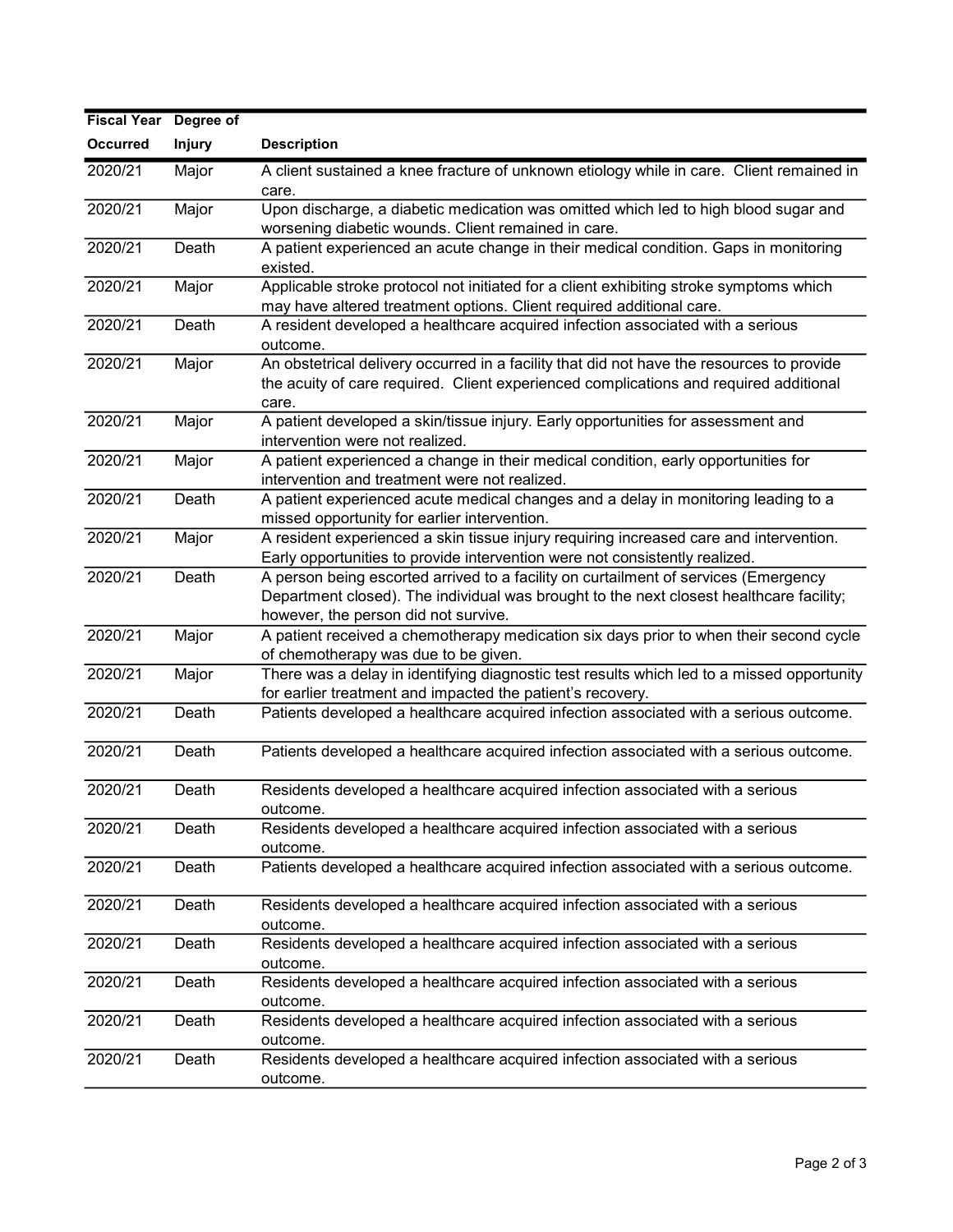| Fiscal Year Occurred | Degree of Injury | Description |
|---|---|---|
| 2020/21 | Major | A client sustained a knee fracture of unknown etiology while in care. Client remained in care. |
| 2020/21 | Major | Upon discharge, a diabetic medication was omitted which led to high blood sugar and worsening diabetic wounds. Client remained in care. |
| 2020/21 | Death | A patient experienced an acute change in their medical condition. Gaps in monitoring existed. |
| 2020/21 | Major | Applicable stroke protocol not initiated for a client exhibiting stroke symptoms which may have altered treatment options. Client required additional care. |
| 2020/21 | Death | A resident developed a healthcare acquired infection associated with a serious outcome. |
| 2020/21 | Major | An obstetrical delivery occurred in a facility that did not have the resources to provide the acuity of care required. Client experienced complications and required additional care. |
| 2020/21 | Major | A patient developed a skin/tissue injury. Early opportunities for assessment and intervention were not realized. |
| 2020/21 | Major | A patient experienced a change in their medical condition, early opportunities for intervention and treatment were not realized. |
| 2020/21 | Death | A patient experienced acute medical changes and a delay in monitoring leading to a missed opportunity for earlier intervention. |
| 2020/21 | Major | A resident experienced a skin tissue injury requiring increased care and intervention. Early opportunities to provide intervention were not consistently realized. |
| 2020/21 | Death | A person being escorted arrived to a facility on curtailment of services (Emergency Department closed). The individual was brought to the next closest healthcare facility; however, the person did not survive. |
| 2020/21 | Major | A patient received a chemotherapy medication six days prior to when their second cycle of chemotherapy was due to be given. |
| 2020/21 | Major | There was a delay in identifying diagnostic test results which led to a missed opportunity for earlier treatment and impacted the patient's recovery. |
| 2020/21 | Death | Patients developed a healthcare acquired infection associated with a serious outcome. |
| 2020/21 | Death | Patients developed a healthcare acquired infection associated with a serious outcome. |
| 2020/21 | Death | Residents developed a healthcare acquired infection associated with a serious outcome. |
| 2020/21 | Death | Residents developed a healthcare acquired infection associated with a serious outcome. |
| 2020/21 | Death | Patients developed a healthcare acquired infection associated with a serious outcome. |
| 2020/21 | Death | Residents developed a healthcare acquired infection associated with a serious outcome. |
| 2020/21 | Death | Residents developed a healthcare acquired infection associated with a serious outcome. |
| 2020/21 | Death | Residents developed a healthcare acquired infection associated with a serious outcome. |
| 2020/21 | Death | Residents developed a healthcare acquired infection associated with a serious outcome. |
| 2020/21 | Death | Residents developed a healthcare acquired infection associated with a serious outcome. |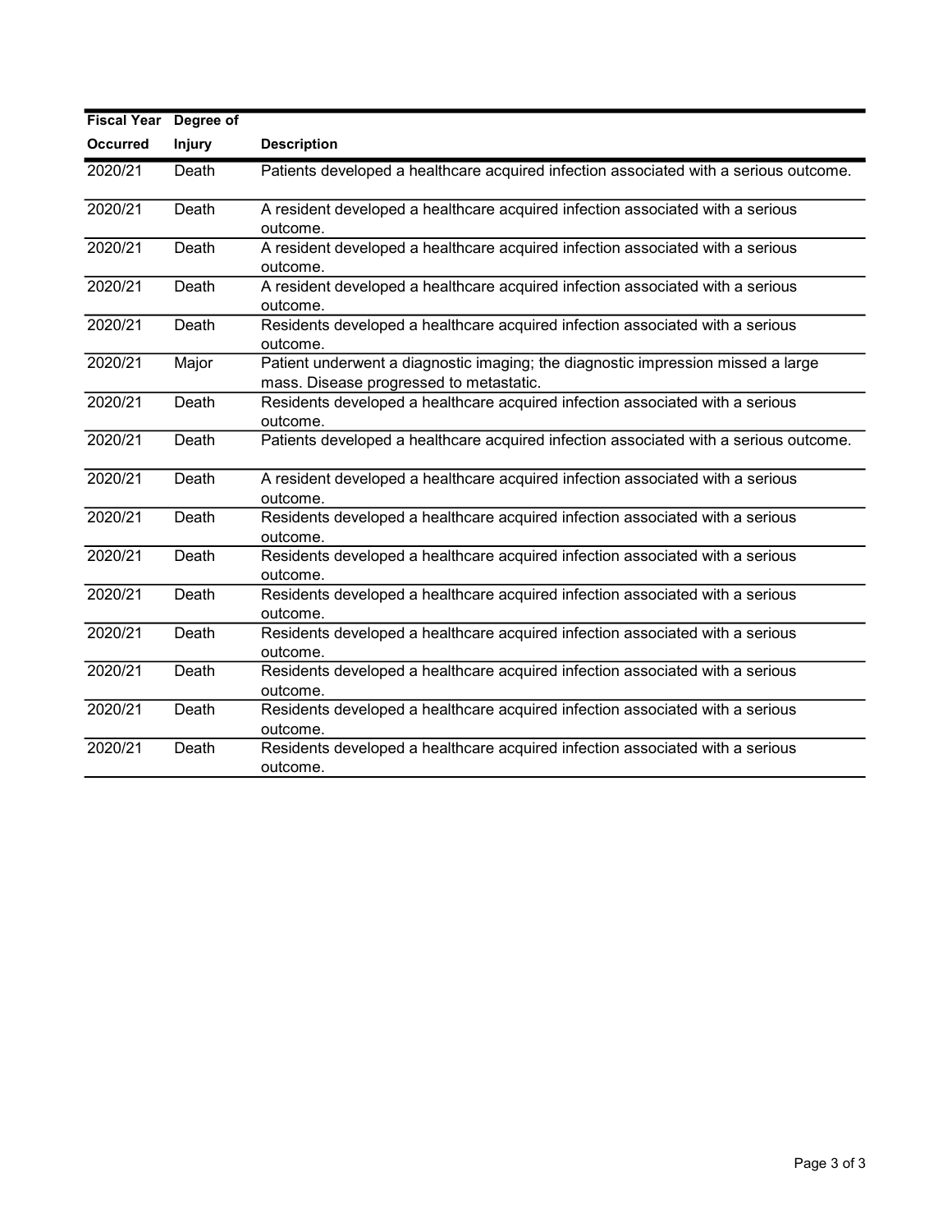| Fiscal Year Occurred | Degree of Injury | Description |
|---|---|---|
| 2020/21 | Death | Patients developed a healthcare acquired infection associated with a serious outcome. |
| 2020/21 | Death | A resident developed a healthcare acquired infection associated with a serious outcome. |
| 2020/21 | Death | A resident developed a healthcare acquired infection associated with a serious outcome. |
| 2020/21 | Death | A resident developed a healthcare acquired infection associated with a serious outcome. |
| 2020/21 | Death | Residents developed a healthcare acquired infection associated with a serious outcome. |
| 2020/21 | Major | Patient underwent a diagnostic imaging; the diagnostic impression missed a large mass. Disease progressed to metastatic. |
| 2020/21 | Death | Residents developed a healthcare acquired infection associated with a serious outcome. |
| 2020/21 | Death | Patients developed a healthcare acquired infection associated with a serious outcome. |
| 2020/21 | Death | A resident developed a healthcare acquired infection associated with a serious outcome. |
| 2020/21 | Death | Residents developed a healthcare acquired infection associated with a serious outcome. |
| 2020/21 | Death | Residents developed a healthcare acquired infection associated with a serious outcome. |
| 2020/21 | Death | Residents developed a healthcare acquired infection associated with a serious outcome. |
| 2020/21 | Death | Residents developed a healthcare acquired infection associated with a serious outcome. |
| 2020/21 | Death | Residents developed a healthcare acquired infection associated with a serious outcome. |
| 2020/21 | Death | Residents developed a healthcare acquired infection associated with a serious outcome. |
| 2020/21 | Death | Residents developed a healthcare acquired infection associated with a serious outcome. |